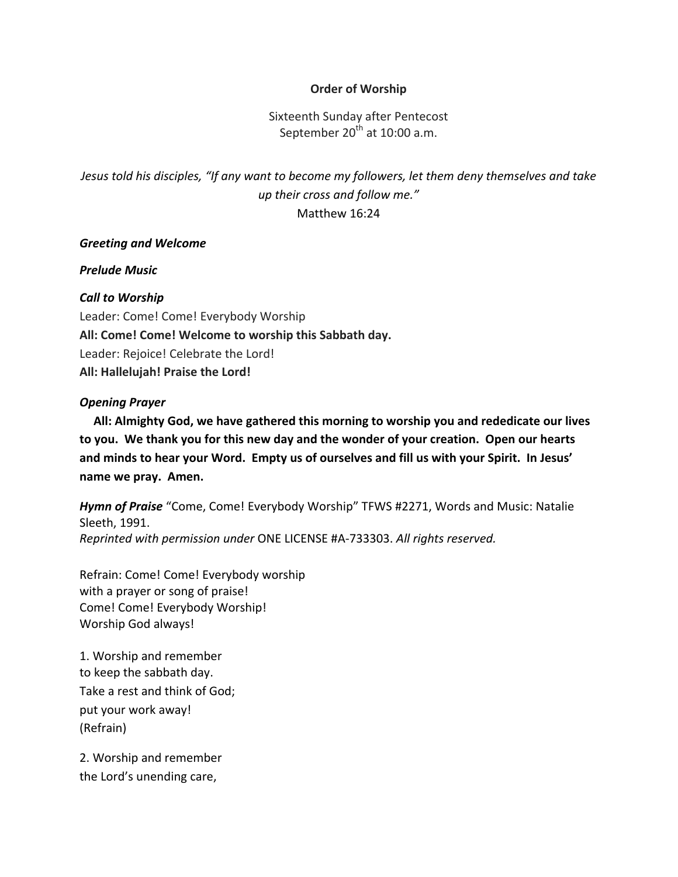**Order of Worship**

Sixteenth Sunday after Pentecost
September 20th at 10:00 a.m.

*Jesus told his disciples, "If any want to become my followers, let them deny themselves and take up their cross and follow me."*
Matthew 16:24

***Greeting and Welcome***

***Prelude Music***

***Call to Worship***

Leader: Come! Come! Everybody Worship
**All: Come! Come! Welcome to worship this Sabbath day.**
Leader: Rejoice! Celebrate the Lord!
**All: Hallelujah! Praise the Lord!**

***Opening Prayer***

**All: Almighty God, we have gathered this morning to worship you and rededicate our lives to you. We thank you for this new day and the wonder of your creation. Open our hearts and minds to hear your Word. Empty us of ourselves and fill us with your Spirit. In Jesus' name we pray. Amen.**

***Hymn of Praise*** "Come, Come! Everybody Worship" TFWS #2271, Words and Music: Natalie Sleeth, 1991.
*Reprinted with permission under* ONE LICENSE #A-733303. *All rights reserved.*

Refrain: Come! Come! Everybody worship
with a prayer or song of praise!
Come! Come! Everybody Worship!
Worship God always!

1. Worship and remember
to keep the sabbath day.
Take a rest and think of God;
put your work away!
(Refrain)

2. Worship and remember
the Lord's unending care,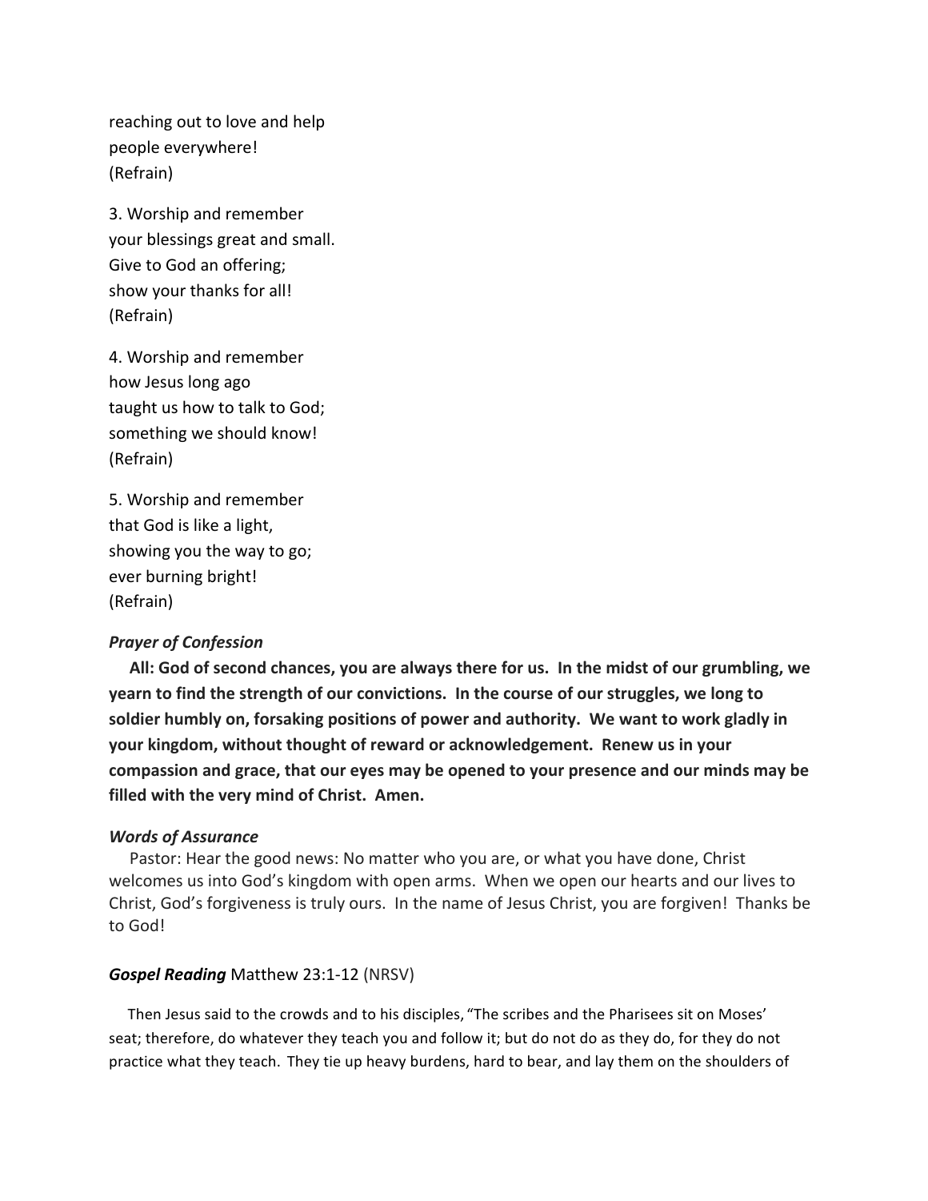reaching out to love and help
people everywhere!
(Refrain)

3. Worship and remember
your blessings great and small.
Give to God an offering;
show your thanks for all!
(Refrain)

4. Worship and remember
how Jesus long ago
taught us how to talk to God;
something we should know!
(Refrain)

5. Worship and remember
that God is like a light,
showing you the way to go;
ever burning bright!
(Refrain)

***Prayer of Confession***

**All: God of second chances, you are always there for us. In the midst of our grumbling, we yearn to find the strength of our convictions. In the course of our struggles, we long to soldier humbly on, forsaking positions of power and authority. We want to work gladly in your kingdom, without thought of reward or acknowledgement. Renew us in your compassion and grace, that our eyes may be opened to your presence and our minds may be filled with the very mind of Christ. Amen.**

***Words of Assurance***

Pastor: Hear the good news: No matter who you are, or what you have done, Christ welcomes us into God's kingdom with open arms. When we open our hearts and our lives to Christ, God's forgiveness is truly ours. In the name of Jesus Christ, you are forgiven! Thanks be to God!

***Gospel Reading*** Matthew 23:1-12 (NRSV)

Then Jesus said to the crowds and to his disciples, "The scribes and the Pharisees sit on Moses' seat; therefore, do whatever they teach you and follow it; but do not do as they do, for they do not practice what they teach. They tie up heavy burdens, hard to bear, and lay them on the shoulders of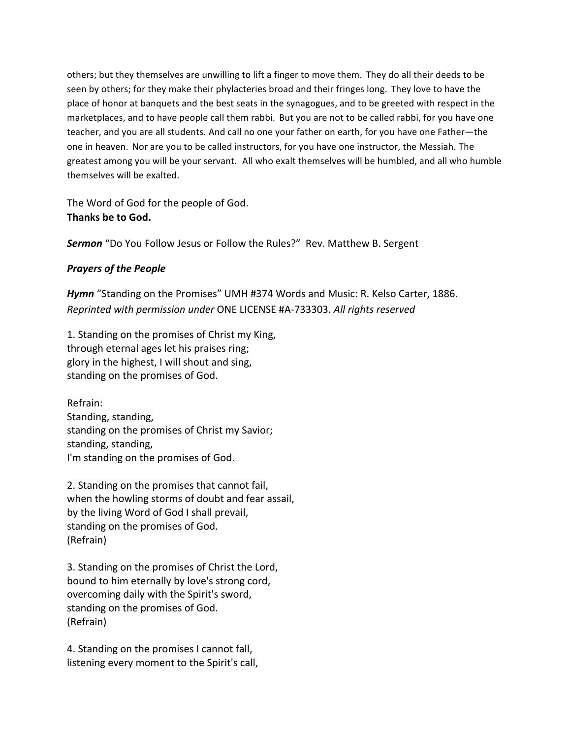others; but they themselves are unwilling to lift a finger to move them. They do all their deeds to be seen by others; for they make their phylacteries broad and their fringes long. They love to have the place of honor at banquets and the best seats in the synagogues, and to be greeted with respect in the marketplaces, and to have people call them rabbi. But you are not to be called rabbi, for you have one teacher, and you are all students. And call no one your father on earth, for you have one Father—the one in heaven. Nor are you to be called instructors, for you have one instructor, the Messiah. The greatest among you will be your servant. All who exalt themselves will be humbled, and all who humble themselves will be exalted.

The Word of God for the people of God.
**Thanks be to God.**

***Sermon*** "Do You Follow Jesus or Follow the Rules?" Rev. Matthew B. Sergent

***Prayers of the People***

***Hymn*** "Standing on the Promises" UMH #374 Words and Music: R. Kelso Carter, 1886.
*Reprinted with permission under* ONE LICENSE #A-733303. *All rights reserved*

1. Standing on the promises of Christ my King,
through eternal ages let his praises ring;
glory in the highest, I will shout and sing,
standing on the promises of God.

Refrain:
Standing, standing,
standing on the promises of Christ my Savior;
standing, standing,
I'm standing on the promises of God.

2. Standing on the promises that cannot fail,
when the howling storms of doubt and fear assail,
by the living Word of God I shall prevail,
standing on the promises of God.
(Refrain)

3. Standing on the promises of Christ the Lord,
bound to him eternally by love's strong cord,
overcoming daily with the Spirit's sword,
standing on the promises of God.
(Refrain)

4. Standing on the promises I cannot fall,
listening every moment to the Spirit's call,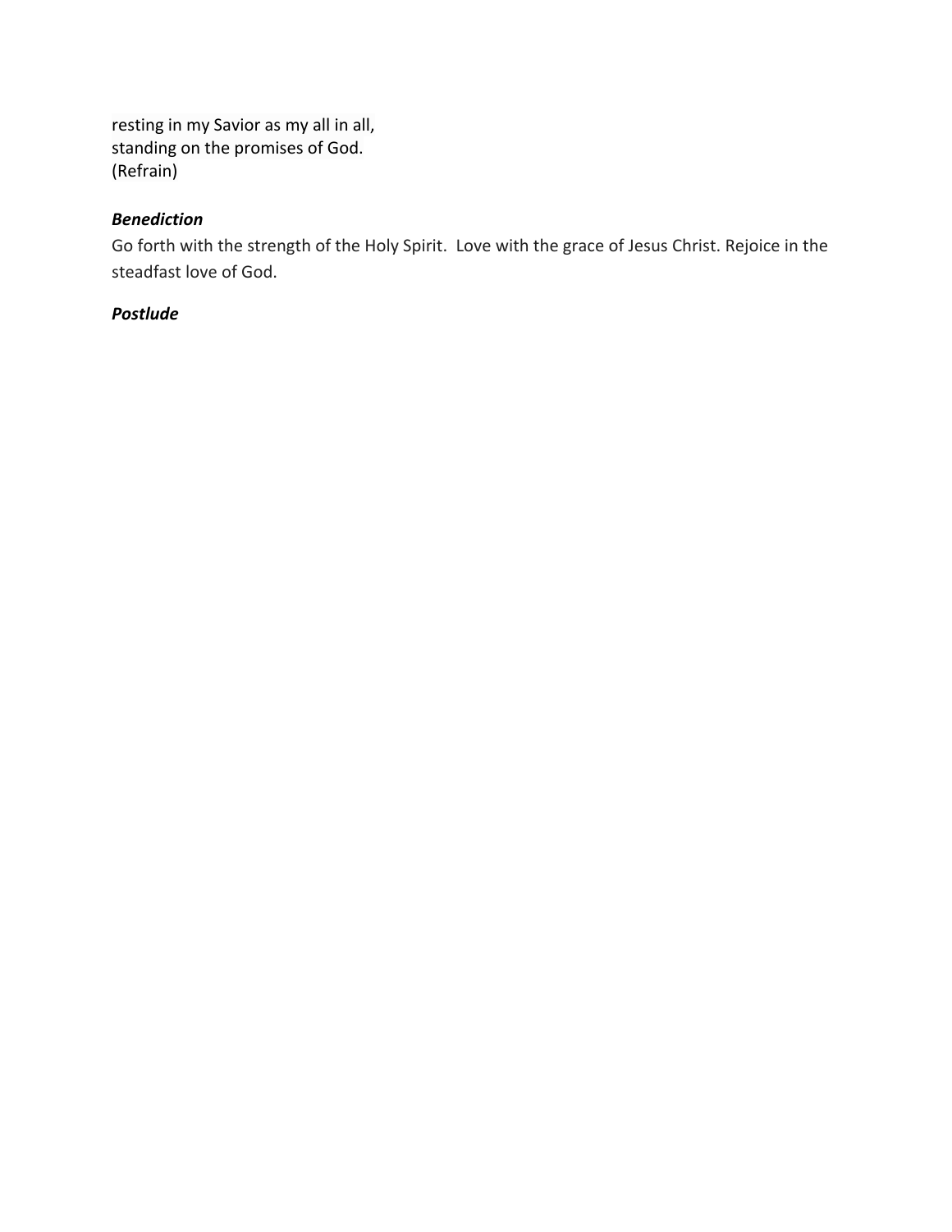resting in my Savior as my all in all,
standing on the promises of God.
(Refrain)

***Benediction***

Go forth with the strength of the Holy Spirit. Love with the grace of Jesus Christ. Rejoice in the steadfast love of God.

***Postlude***